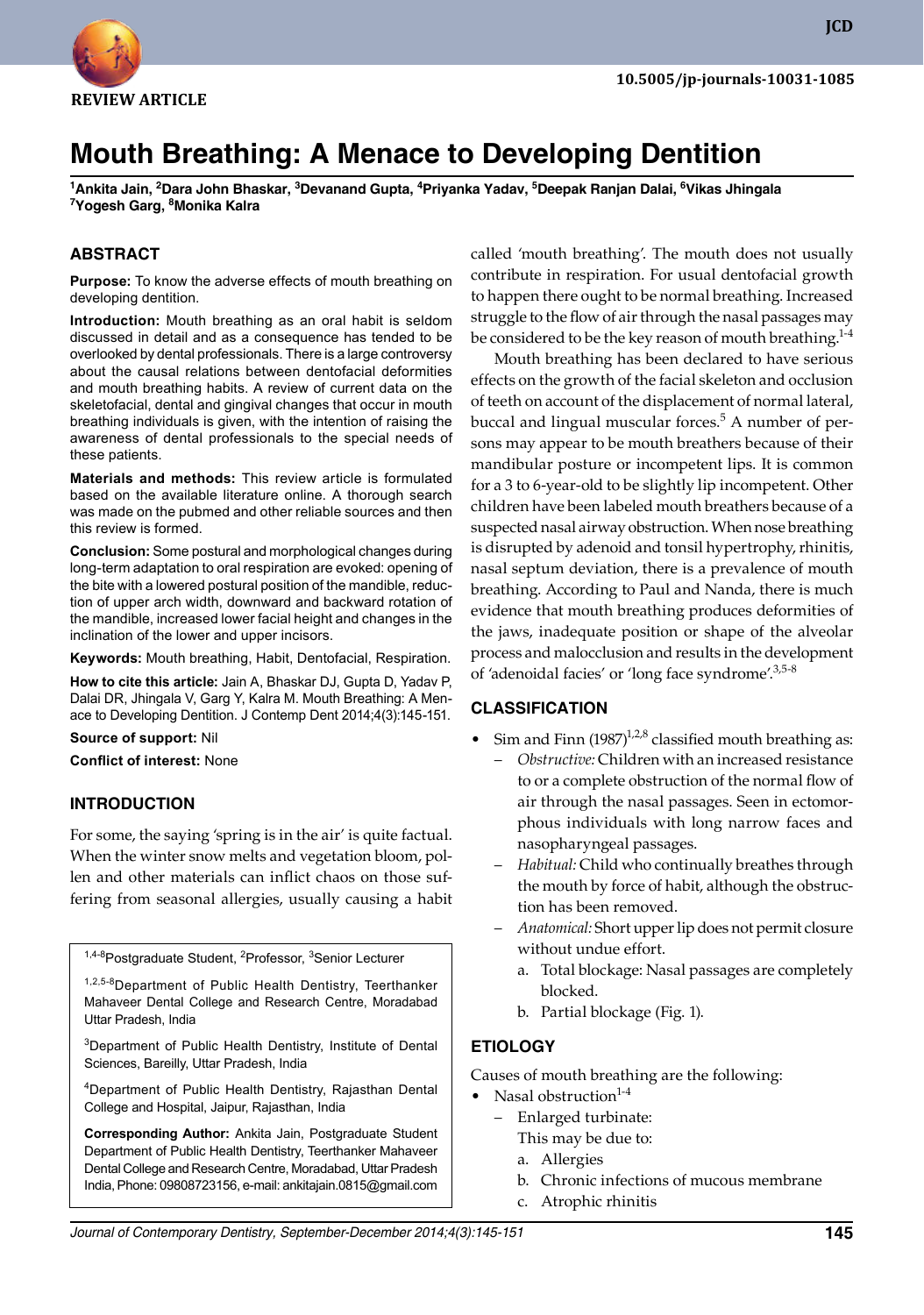REVIEW ARTICLE

10.5005/jp-journals-10031-1085

# Mouth Breathing: A Menace to Developing Dentition

[1]Ankita Jain, [2]Dara John Bhaskar, [3]Devanand Gupta, [4]Priyanka Yadav, [5]Deepak Ranjan Dalai, [6]Vikas Jhingala [7]Yogesh Garg, [8]Monika Kalra

## ABSTRACT

**Purpose:** To know the adverse effects of mouth breathing on developing dentition.

**Introduction:** Mouth breathing as an oral habit is seldom discussed in detail and as a consequence has tended to be overlooked by dental professionals. There is a large controversy about the causal relations between dentofacial deformities and mouth breathing habits. A review of current data on the skeletofacial, dental and gingival changes that occur in mouth breathing individuals is given, with the intention of raising the awareness of dental professionals to the special needs of these patients.

**Materials and methods:** This review article is formulated based on the available literature online. A thorough search was made on the pubmed and other reliable sources and then this review is formed.

**Conclusion:** Some postural and morphological changes during long-term adaptation to oral respiration are evoked: opening of the bite with a lowered postural position of the mandible, reduction of upper arch width, downward and backward rotation of the mandible, increased lower facial height and changes in the inclination of the lower and upper incisors.

**Keywords:** Mouth breathing, Habit, Dentofacial, Respiration.

**How to cite this article:** Jain A, Bhaskar DJ, Gupta D, Yadav P, Dalai DR, Jhingala V, Garg Y, Kalra M. Mouth Breathing: A Menace to Developing Dentition. J Contemp Dent 2014;4(3):145-151.

**Source of support:** Nil

**Conflict of interest:** None

## INTRODUCTION

For some, the saying 'spring is in the air' is quite factual. When the winter snow melts and vegetation bloom, pollen and other materials can inflict chaos on those suffering from seasonal allergies, usually causing a habit called 'mouth breathing'. The mouth does not usually contribute in respiration. For usual dentofacial growth to happen there ought to be normal breathing. Increased struggle to the flow of air through the nasal passages may be considered to be the key reason of mouth breathing.[1-4]

Mouth breathing has been declared to have serious effects on the growth of the facial skeleton and occlusion of teeth on account of the displacement of normal lateral, buccal and lingual muscular forces.[5] A number of persons may appear to be mouth breathers because of their mandibular posture or incompetent lips. It is common for a 3 to 6-year-old to be slightly lip incompetent. Other children have been labeled mouth breathers because of a suspected nasal airway obstruction. When nose breathing is disrupted by adenoid and tonsil hypertrophy, rhinitis, nasal septum deviation, there is a prevalence of mouth breathing. According to Paul and Nanda, there is much evidence that mouth breathing produces deformities of the jaws, inadequate position or shape of the alveolar process and malocclusion and results in the development of 'adenoidal facies' or 'long face syndrome'.[3,5-8]

## CLASSIFICATION

- Sim and Finn (1987)[1,2,8] classified mouth breathing as:
  - *Obstructive:* Children with an increased resistance to or a complete obstruction of the normal flow of air through the nasal passages. Seen in ectomorphous individuals with long narrow faces and nasopharyngeal passages.
  - *Habitual:* Child who continually breathes through the mouth by force of habit, although the obstruction has been removed.
  - *Anatomical:* Short upper lip does not permit closure without undue effort.
    a. Total blockage: Nasal passages are completely blocked.
    b. Partial blockage (Fig. 1).

## ETIOLOGY

Causes of mouth breathing are the following:

- Nasal obstruction[1-4]
  - Enlarged turbinate:
    This may be due to:
    a. Allergies
    b. Chronic infections of mucous membrane
    c. Atrophic rhinitis

---

[1,4-8]Postgraduate Student, [2]Professor, [3]Senior Lecturer

[1,2,5-8]Department of Public Health Dentistry, Teerthanker Mahaveer Dental College and Research Centre, Moradabad Uttar Pradesh, India

[3]Department of Public Health Dentistry, Institute of Dental Sciences, Bareilly, Uttar Pradesh, India

[4]Department of Public Health Dentistry, Rajasthan Dental College and Hospital, Jaipur, Rajasthan, India

**Corresponding Author:** Ankita Jain, Postgraduate Student Department of Public Health Dentistry, Teerthanker Mahaveer Dental College and Research Centre, Moradabad, Uttar Pradesh India, Phone: 09808723156, e-mail: ankitajain.0815@gmail.com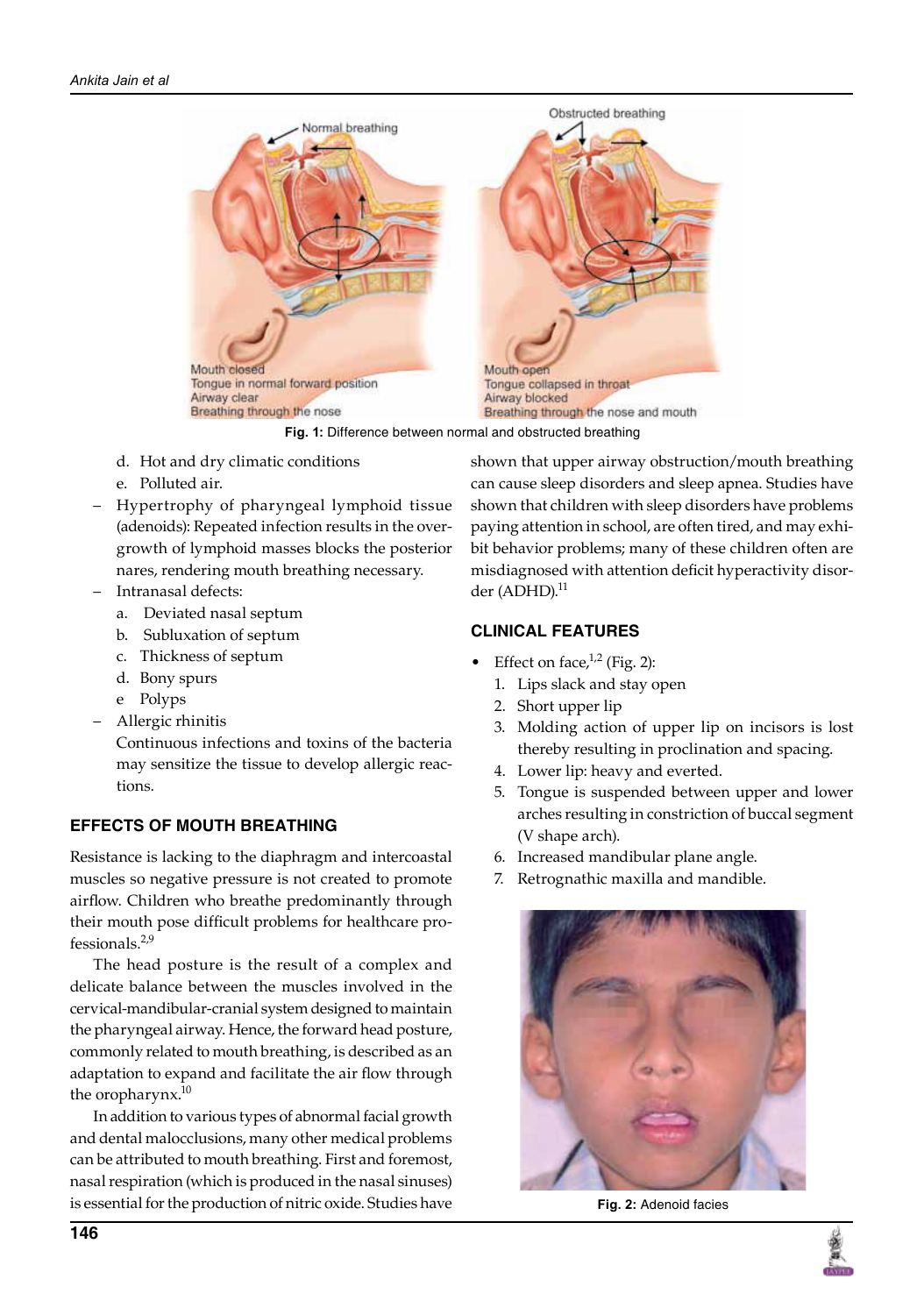Fig. 1: Difference between normal and obstructed breathing

d. Hot and dry climatic conditions
e. Polluted air.

- Hypertrophy of pharyngeal lymphoid tissue (adenoids): Repeated infection results in the overgrowth of lymphoid masses blocks the posterior nares, rendering mouth breathing necessary.
- Intranasal defects:
  a. Deviated nasal septum
  b. Subluxation of septum
  c. Thickness of septum
  d. Bony spurs
  e Polyps
- Allergic rhinitis
  Continuous infections and toxins of the bacteria may sensitize the tissue to develop allergic reactions.

## EFFECTS OF MOUTH BREATHING

Resistance is lacking to the diaphragm and intercoastal muscles so negative pressure is not created to promote airflow. Children who breathe predominantly through their mouth pose difficult problems for healthcare professionals.[2,9]

The head posture is the result of a complex and delicate balance between the muscles involved in the cervical-mandibular-cranial system designed to maintain the pharyngeal airway. Hence, the forward head posture, commonly related to mouth breathing, is described as an adaptation to expand and facilitate the air flow through the oropharynx.[10]

In addition to various types of abnormal facial growth and dental malocclusions, many other medical problems can be attributed to mouth breathing. First and foremost, nasal respiration (which is produced in the nasal sinuses) is essential for the production of nitric oxide. Studies have shown that upper airway obstruction/mouth breathing can cause sleep disorders and sleep apnea. Studies have shown that children with sleep disorders have problems paying attention in school, are often tired, and may exhibit behavior problems; many of these children often are misdiagnosed with attention deficit hyperactivity disorder (ADHD).[11]

## CLINICAL FEATURES

- Effect on face,[1,2] (Fig. 2):
  1. Lips slack and stay open
  2. Short upper lip
  3. Molding action of upper lip on incisors is lost thereby resulting in proclination and spacing.
  4. Lower lip: heavy and everted.
  5. Tongue is suspended between upper and lower arches resulting in constriction of buccal segment (V shape arch).
  6. Increased mandibular plane angle.
  7. Retrognathic maxilla and mandible.

Fig. 2: Adenoid facies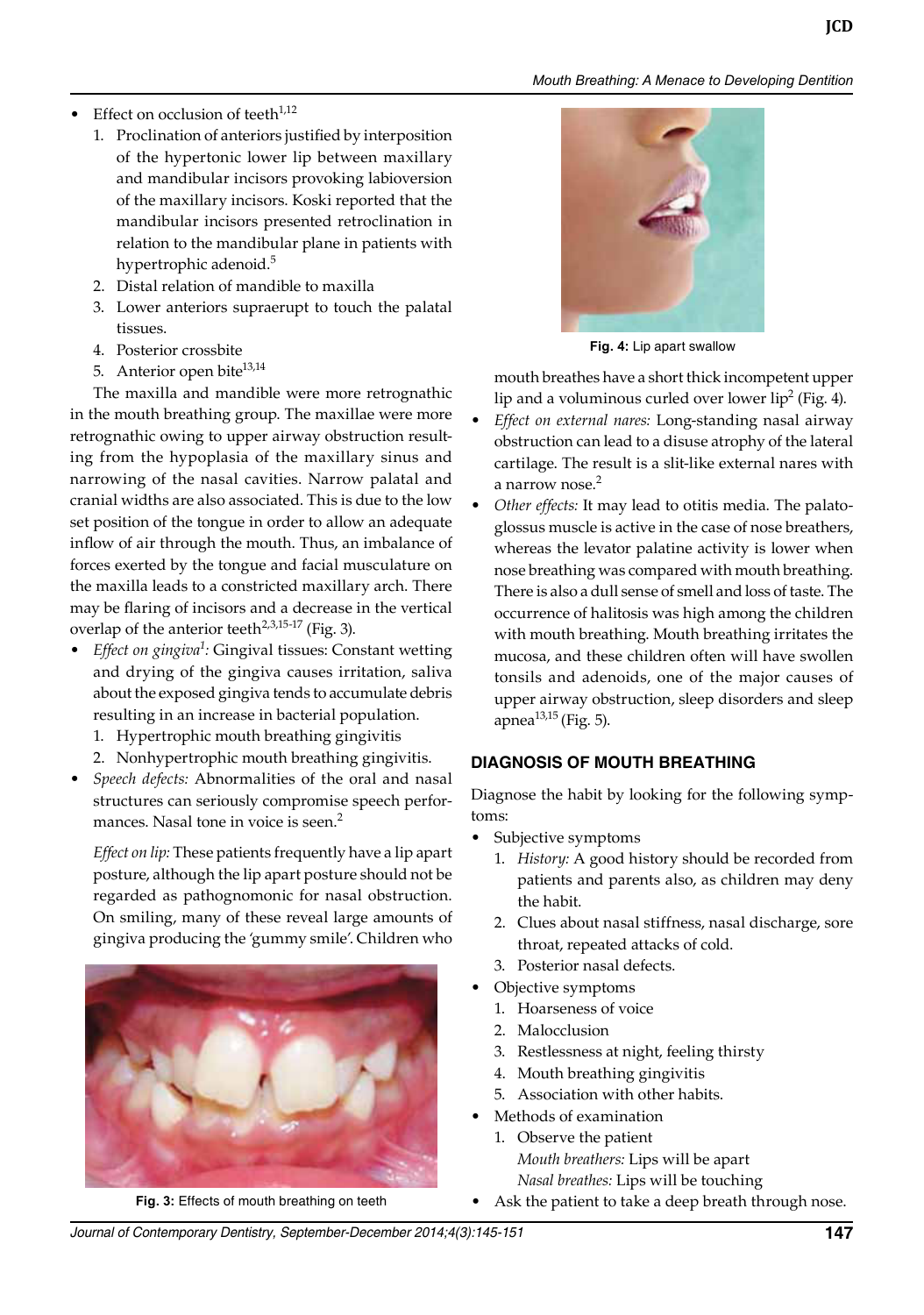- Effect on occlusion of teeth[1,12]
  1. Proclination of anteriors justified by interposition of the hypertonic lower lip between maxillary and mandibular incisors provoking labioversion of the maxillary incisors. Koski reported that the mandibular incisors presented retroclination in relation to the mandibular plane in patients with hypertrophic adenoid.[5]
  2. Distal relation of mandible to maxilla
  3. Lower anteriors supraerupt to touch the palatal tissues.
  4. Posterior crossbite
  5. Anterior open bite[13,14]

The maxilla and mandible were more retrognathic in the mouth breathing group. The maxillae were more retrognathic owing to upper airway obstruction resulting from the hypoplasia of the maxillary sinus and narrowing of the nasal cavities. Narrow palatal and cranial widths are also associated. This is due to the low set position of the tongue in order to allow an adequate inflow of air through the mouth. Thus, an imbalance of forces exerted by the tongue and facial musculature on the maxilla leads to a constricted maxillary arch. There may be flaring of incisors and a decrease in the vertical overlap of the anterior teeth[2,3,15-17] (Fig. 3).

- *Effect on gingiva*[1]*:* Gingival tissues: Constant wetting and drying of the gingiva causes irritation, saliva about the exposed gingiva tends to accumulate debris resulting in an increase in bacterial population.
  1. Hypertrophic mouth breathing gingivitis
  2. Nonhypertrophic mouth breathing gingivitis.
- *Speech defects:* Abnormalities of the oral and nasal structures can seriously compromise speech performances. Nasal tone in voice is seen.[2]

  *Effect on lip:* These patients frequently have a lip apart posture, although the lip apart posture should not be regarded as pathognomonic for nasal obstruction. On smiling, many of these reveal large amounts of gingiva producing the 'gummy smile'. Children who mouth breathes have a short thick incompetent upper lip and a voluminous curled over lower lip[2] (Fig. 4).

**Fig. 3:** Effects of mouth breathing on teeth

**Fig. 4:** Lip apart swallow

- *Effect on external nares:* Long-standing nasal airway obstruction can lead to a disuse atrophy of the lateral cartilage. The result is a slit-like external nares with a narrow nose.[2]
- *Other effects:* It may lead to otitis media. The palatoglossus muscle is active in the case of nose breathers, whereas the levator palatine activity is lower when nose breathing was compared with mouth breathing. There is also a dull sense of smell and loss of taste. The occurrence of halitosis was high among the children with mouth breathing. Mouth breathing irritates the mucosa, and these children often will have swollen tonsils and adenoids, one of the major causes of upper airway obstruction, sleep disorders and sleep apnea[13,15] (Fig. 5).

## DIAGNOSIS OF MOUTH BREATHING

Diagnose the habit by looking for the following symptoms:

- Subjective symptoms
  1. *History:* A good history should be recorded from patients and parents also, as children may deny the habit.
  2. Clues about nasal stiffness, nasal discharge, sore throat, repeated attacks of cold.
  3. Posterior nasal defects.
- Objective symptoms
  1. Hoarseness of voice
  2. Malocclusion
  3. Restlessness at night, feeling thirsty
  4. Mouth breathing gingivitis
  5. Association with other habits.
- Methods of examination
  1. Observe the patient
     *Mouth breathers:* Lips will be apart
     *Nasal breathes:* Lips will be touching
- Ask the patient to take a deep breath through nose.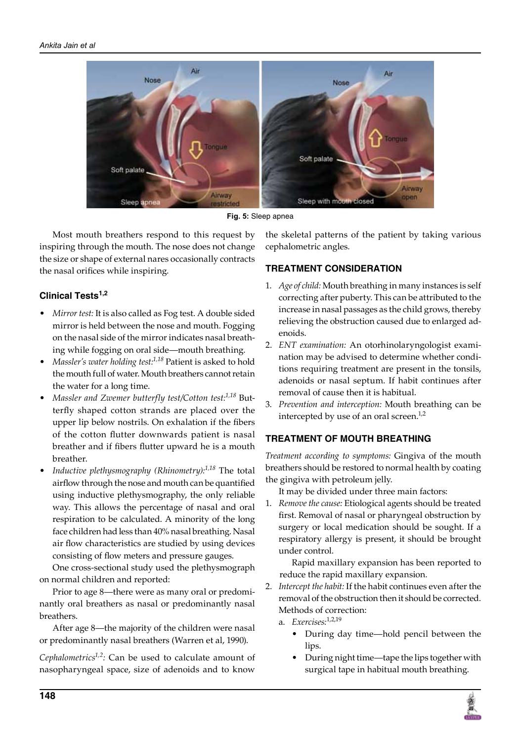Fig. 5: Sleep apnea

Most mouth breathers respond to this request by inspiring through the mouth. The nose does not change the size or shape of external nares occasionally contracts the nasal orifices while inspiring.

### Clinical Tests[1,2]

- *Mirror test:* It is also called as Fog test. A double sided mirror is held between the nose and mouth. Fogging on the nasal side of the mirror indicates nasal breathing while fogging on oral side—mouth breathing.
- *Massler's water holding test:*[1,18] Patient is asked to hold the mouth full of water. Mouth breathers cannot retain the water for a long time.
- *Massler and Zwemer butterfly test/Cotton test:*[1,18] Butterfly shaped cotton strands are placed over the upper lip below nostrils. On exhalation if the fibers of the cotton flutter downwards patient is nasal breather and if fibers flutter upward he is a mouth breather.
- *Inductive plethysmography (Rhinometry):*[1,18] The total airflow through the nose and mouth can be quantified using inductive plethysmography, the only reliable way. This allows the percentage of nasal and oral respiration to be calculated. A minority of the long face children had less than 40% nasal breathing. Nasal air flow characteristics are studied by using devices consisting of flow meters and pressure gauges.

One cross-sectional study used the plethysmograph on normal children and reported:

Prior to age 8—there were as many oral or predominantly oral breathers as nasal or predominantly nasal breathers.

After age 8—the majority of the children were nasal or predominantly nasal breathers (Warren et al, 1990).

*Cephalometrics*[1,2]*:* Can be used to calculate amount of nasopharyngeal space, size of adenoids and to know the skeletal patterns of the patient by taking various cephalometric angles.

## TREATMENT CONSIDERATION

1. *Age of child:* Mouth breathing in many instances is self correcting after puberty. This can be attributed to the increase in nasal passages as the child grows, thereby relieving the obstruction caused due to enlarged adenoids.
2. *ENT examination:* An otorhinolaryngologist examination may be advised to determine whether conditions requiring treatment are present in the tonsils, adenoids or nasal septum. If habit continues after removal of cause then it is habitual.
3. *Prevention and interception:* Mouth breathing can be intercepted by use of an oral screen.[1,2]

## TREATMENT OF MOUTH BREATHING

*Treatment according to symptoms:* Gingiva of the mouth breathers should be restored to normal health by coating the gingiva with petroleum jelly.

It may be divided under three main factors:

1. *Remove the cause:* Etiological agents should be treated first. Removal of nasal or pharyngeal obstruction by surgery or local medication should be sought. If a respiratory allergy is present, it should be brought under control.

   Rapid maxillary expansion has been reported to reduce the rapid maxillary expansion.
2. *Intercept the habit:* If the habit continues even after the removal of the obstruction then it should be corrected. Methods of correction:
   a. *Exercises:*[1,2,19]
      - During day time—hold pencil between the lips.
      - During night time—tape the lips together with surgical tape in habitual mouth breathing.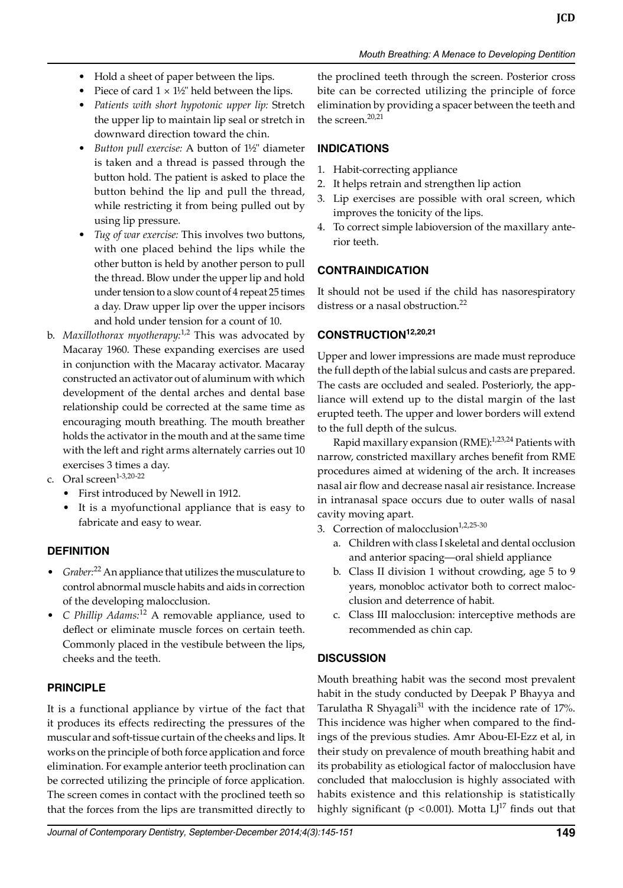- Hold a sheet of paper between the lips.
- Piece of card 1 × 1½" held between the lips.
- *Patients with short hypotonic upper lip:* Stretch the upper lip to maintain lip seal or stretch in downward direction toward the chin.
- *Button pull exercise:* A button of 1½" diameter is taken and a thread is passed through the button hold. The patient is asked to place the button behind the lip and pull the thread, while restricting it from being pulled out by using lip pressure.
- *Tug of war exercise:* This involves two buttons, with one placed behind the lips while the other button is held by another person to pull the thread. Blow under the upper lip and hold under tension to a slow count of 4 repeat 25 times a day. Draw upper lip over the upper incisors and hold under tension for a count of 10.

b. *Maxillothorax myotherapy:*[1,2] This was advocated by Macaray 1960. These expanding exercises are used in conjunction with the Macaray activator. Macaray constructed an activator out of aluminum with which development of the dental arches and dental base relationship could be corrected at the same time as encouraging mouth breathing. The mouth breather holds the activator in the mouth and at the same time with the left and right arms alternately carries out 10 exercises 3 times a day.

c. Oral screen[1-3,20-22]
   - First introduced by Newell in 1912.
   - It is a myofunctional appliance that is easy to fabricate and easy to wear.

## DEFINITION

- *Graber:*[22] An appliance that utilizes the musculature to control abnormal muscle habits and aids in correction of the developing malocclusion.
- *C Phillip Adams:*[12] A removable appliance, used to deflect or eliminate muscle forces on certain teeth. Commonly placed in the vestibule between the lips, cheeks and the teeth.

## PRINCIPLE

It is a functional appliance by virtue of the fact that it produces its effects redirecting the pressures of the muscular and soft-tissue curtain of the cheeks and lips. It works on the principle of both force application and force elimination. For example anterior teeth proclination can be corrected utilizing the principle of force application. The screen comes in contact with the proclined teeth so that the forces from the lips are transmitted directly to the proclined teeth through the screen. Posterior cross bite can be corrected utilizing the principle of force elimination by providing a spacer between the teeth and the screen.[20,21]

## INDICATIONS

1. Habit-correcting appliance
2. It helps retrain and strengthen lip action
3. Lip exercises are possible with oral screen, which improves the tonicity of the lips.
4. To correct simple labioversion of the maxillary anterior teeth.

## CONTRAINDICATION

It should not be used if the child has nasorespiratory distress or a nasal obstruction.[22]

## CONSTRUCTION[12,20,21]

Upper and lower impressions are made must reproduce the full depth of the labial sulcus and casts are prepared. The casts are occluded and sealed. Posteriorly, the appliance will extend up to the distal margin of the last erupted teeth. The upper and lower borders will extend to the full depth of the sulcus.

Rapid maxillary expansion (RME):[1,23,24] Patients with narrow, constricted maxillary arches benefit from RME procedures aimed at widening of the arch. It increases nasal air flow and decrease nasal air resistance. Increase in intranasal space occurs due to outer walls of nasal cavity moving apart.

3. Correction of malocclusion[1,2,25-30]
   a. Children with class I skeletal and dental occlusion and anterior spacing—oral shield appliance
   b. Class II division 1 without crowding, age 5 to 9 years, monobloc activator both to correct malocclusion and deterrence of habit.
   c. Class III malocclusion: interceptive methods are recommended as chin cap.

## DISCUSSION

Mouth breathing habit was the second most prevalent habit in the study conducted by Deepak P Bhayya and Tarulatha R Shyagali[31] with the incidence rate of 17%. This incidence was higher when compared to the findings of the previous studies. Amr Abou-EI-Ezz et al, in their study on prevalence of mouth breathing habit and its probability as etiological factor of malocclusion have concluded that malocclusion is highly associated with habits existence and this relationship is statistically highly significant ($p < 0.001$). Motta LJ[17] finds out that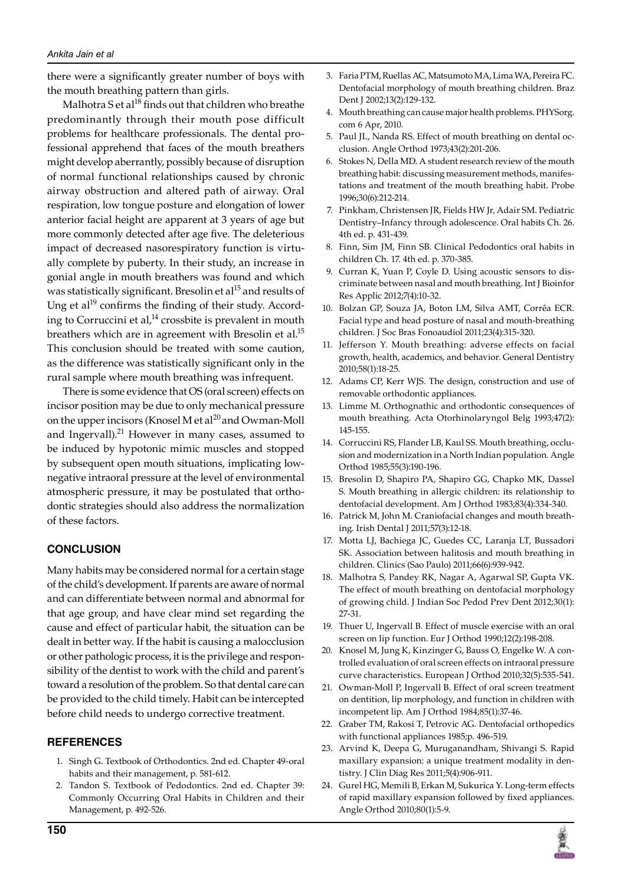there were a significantly greater number of boys with the mouth breathing pattern than girls.

Malhotra S et al[18] finds out that children who breathe predominantly through their mouth pose difficult problems for healthcare professionals. The dental professional apprehend that faces of the mouth breathers might develop aberrantly, possibly because of disruption of normal functional relationships caused by chronic airway obstruction and altered path of airway. Oral respiration, low tongue posture and elongation of lower anterior facial height are apparent at 3 years of age but more commonly detected after age five. The deleterious impact of decreased nasorespiratory function is virtually complete by puberty. In their study, an increase in gonial angle in mouth breathers was found and which was statistically significant. Bresolin et al[15] and results of Ung et al[19] confirms the finding of their study. According to Corruccini et al,[14] crossbite is prevalent in mouth breathers which are in agreement with Bresolin et al.[15] This conclusion should be treated with some caution, as the difference was statistically significant only in the rural sample where mouth breathing was infrequent.

There is some evidence that OS (oral screen) effects on incisor position may be due to only mechanical pressure on the upper incisors (Knosel M et al[20] and Owman-Moll and Ingervall).[21] However in many cases, assumed to be induced by hypotonic mimic muscles and stopped by subsequent open mouth situations, implicating low-negative intraoral pressure at the level of environmental atmospheric pressure, it may be postulated that orthodontic strategies should also address the normalization of these factors.

## CONCLUSION

Many habits may be considered normal for a certain stage of the child's development. If parents are aware of normal and can differentiate between normal and abnormal for that age group, and have clear mind set regarding the cause and effect of particular habit, the situation can be dealt in better way. If the habit is causing a malocclusion or other pathologic process, it is the privilege and responsibility of the dentist to work with the child and parent's toward a resolution of the problem. So that dental care can be provided to the child timely. Habit can be intercepted before child needs to undergo corrective treatment.

## REFERENCES

1. Singh G. Textbook of Orthodontics. 2nd ed. Chapter 49-oral habits and their management, p. 581-612.
2. Tandon S. Textbook of Pedodontics. 2nd ed. Chapter 39: Commonly Occurring Oral Habits in Children and their Management, p. 492-526.
3. Faria PTM, Ruellas AC, Matsumoto MA, Lima WA, Pereira FC. Dentofacial morphology of mouth breathing children. Braz Dent J 2002;13(2):129-132.
4. Mouth breathing can cause major health problems. PHYSorg.com 6 Apr, 2010.
5. Paul JL, Nanda RS. Effect of mouth breathing on dental occlusion. Angle Orthod 1973;43(2):201-206.
6. Stokes N, Della MD. A student research review of the mouth breathing habit: discussing measurement methods, manifestations and treatment of the mouth breathing habit. Probe 1996;30(6):212-214.
7. Pinkham, Christensen JR, Fields HW Jr, Adair SM. Pediatric Dentistry–Infancy through adolescence. Oral habits Ch. 26. 4th ed. p. 431-439.
8. Finn, Sim JM, Finn SB. Clinical Pedodontics oral habits in children Ch. 17. 4th ed. p. 370-385.
9. Curran K, Yuan P, Coyle D. Using acoustic sensors to discriminate between nasal and mouth breathing. Int J Bioinfor Res Applic 2012;7(4):10-32.
10. Bolzan GP, Souza JA, Boton LM, Silva AMT, Corrêa ECR. Facial type and head posture of nasal and mouth-breathing children. J Soc Bras Fonoaudiol 2011;23(4):315-320.
11. Jefferson Y. Mouth breathing: adverse effects on facial growth, health, academics, and behavior. General Dentistry 2010;58(1):18-25.
12. Adams CP, Kerr WJS. The design, construction and use of removable orthodontic appliances.
13. Limme M. Orthognathic and orthodontic consequences of mouth breathing. Acta Otorhinolaryngol Belg 1993;47(2): 145-155.
14. Corruccini RS, Flander LB, Kaul SS. Mouth breathing, occlusion and modernization in a North Indian population. Angle Orthod 1985;55(3):190-196.
15. Bresolin D, Shapiro PA, Shapiro GG, Chapko MK, Dassel S. Mouth breathing in allergic children: its relationship to dentofacial development. Am J Orthod 1983;83(4):334-340.
16. Patrick M, John M. Craniofacial changes and mouth breathing. Irish Dental J 2011;57(3):12-18.
17. Motta LJ, Bachiega JC, Guedes CC, Laranja LT, Bussadori SK. Association between halitosis and mouth breathing in children. Clinics (Sao Paulo) 2011;66(6):939-942.
18. Malhotra S, Pandey RK, Nagar A, Agarwal SP, Gupta VK. The effect of mouth breathing on dentofacial morphology of growing child. J Indian Soc Pedod Prev Dent 2012;30(1): 27-31.
19. Thuer U, Ingervall B. Effect of muscle exercise with an oral screen on lip function. Eur J Orthod 1990;12(2):198-208.
20. Knosel M, Jung K, Kinzinger G, Bauss O, Engelke W. A controlled evaluation of oral screen effects on intraoral pressure curve characteristics. European J Orthod 2010;32(5):535-541.
21. Owman-Moll P, Ingervall B. Effect of oral screen treatment on dentition, lip morphology, and function in children with incompetent lip. Am J Orthod 1984;85(1):37-46.
22. Graber TM, Rakosi T, Petrovic AG. Dentofacial orthopedics with functional appliances 1985;p. 496-519.
23. Arvind K, Deepa G, Muruganandham, Shivangi S. Rapid maxillary expansion: a unique treatment modality in dentistry. J Clin Diag Res 2011;5(4):906-911.
24. Gurel HG, Memili B, Erkan M, Sukurica Y. Long-term effects of rapid maxillary expansion followed by fixed appliances. Angle Orthod 2010;80(1):5-9.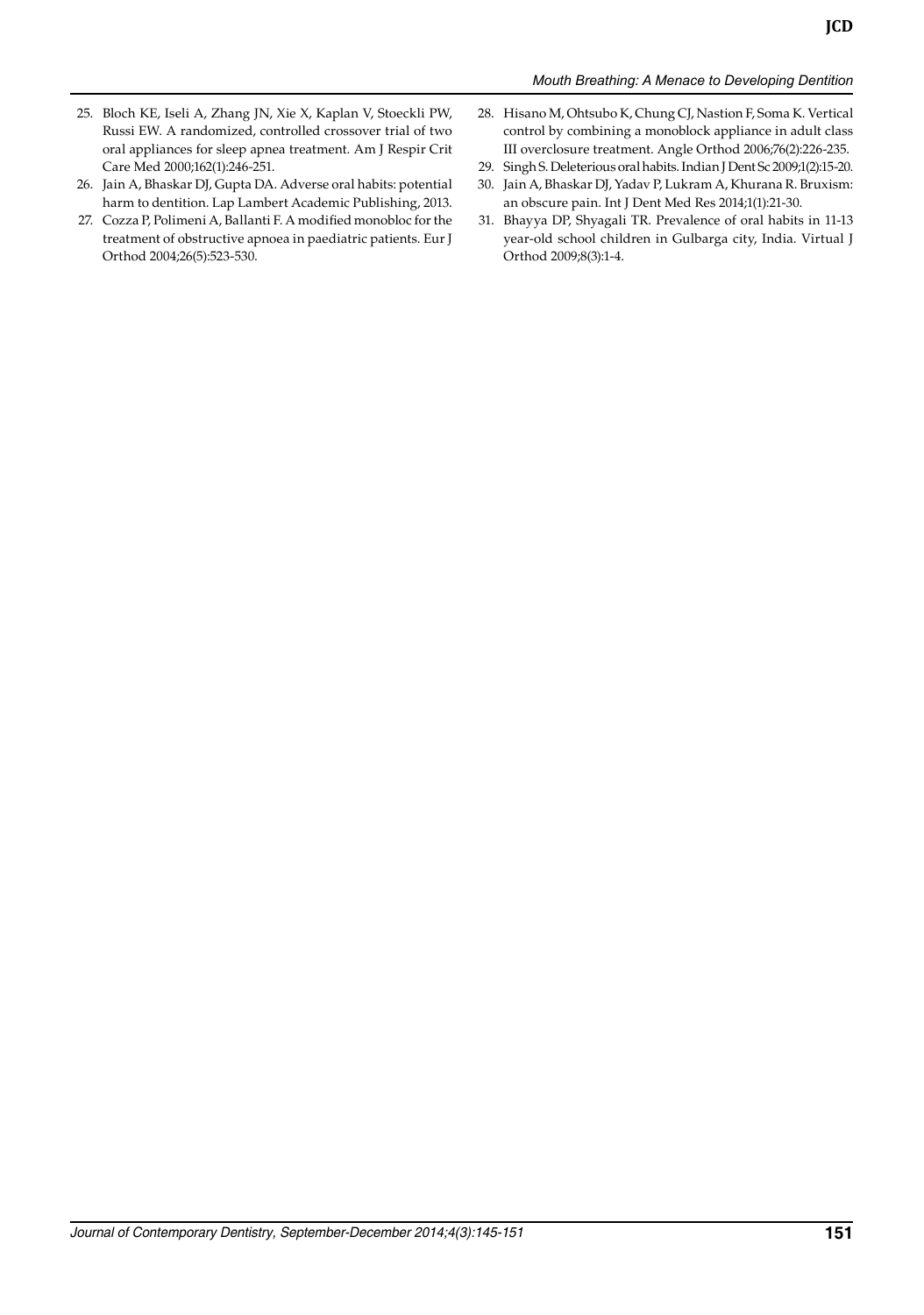25. Bloch KE, Iseli A, Zhang JN, Xie X, Kaplan V, Stoeckli PW, Russi EW. A randomized, controlled crossover trial of two oral appliances for sleep apnea treatment. Am J Respir Crit Care Med 2000;162(1):246-251.
26. Jain A, Bhaskar DJ, Gupta DA. Adverse oral habits: potential harm to dentition. Lap Lambert Academic Publishing, 2013.
27. Cozza P, Polimeni A, Ballanti F. A modified monobloc for the treatment of obstructive apnoea in paediatric patients. Eur J Orthod 2004;26(5):523-530.
28. Hisano M, Ohtsubo K, Chung CJ, Nastion F, Soma K. Vertical control by combining a monoblock appliance in adult class III overclosure treatment. Angle Orthod 2006;76(2):226-235.
29. Singh S. Deleterious oral habits. Indian J Dent Sc 2009;1(2):15-20.
30. Jain A, Bhaskar DJ, Yadav P, Lukram A, Khurana R. Bruxism: an obscure pain. Int J Dent Med Res 2014;1(1):21-30.
31. Bhayya DP, Shyagali TR. Prevalence of oral habits in 11-13 year-old school children in Gulbarga city, India. Virtual J Orthod 2009;8(3):1-4.